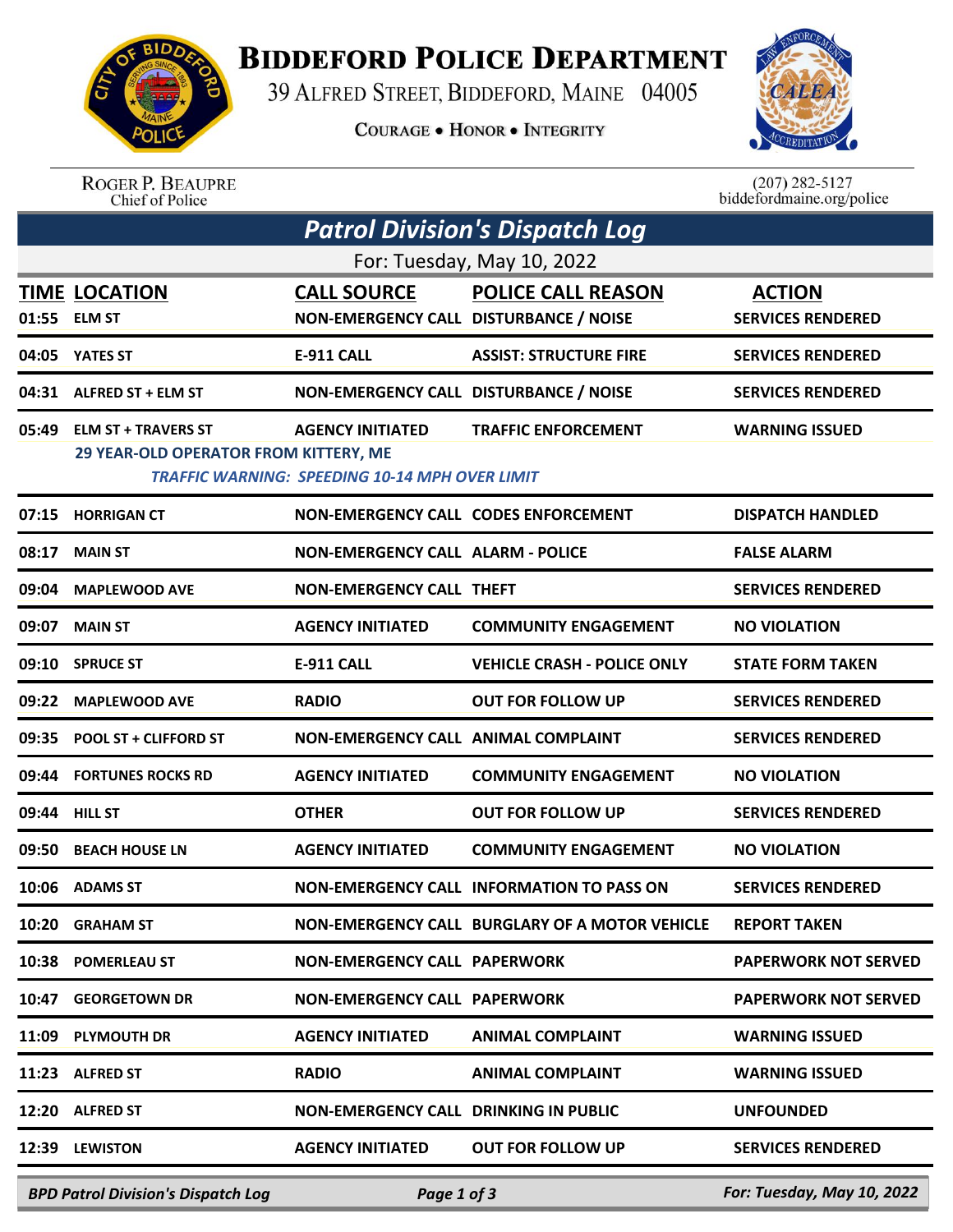# Biddeford Police Department

39 Alfred Street, Biddeford, Maine 04005

Courage • Honor • Integrity

Roger P. Beaupre
Chief of Police

(207) 282-5127
biddefordmaine.org/police

## Patrol Division's Dispatch Log

For: Tuesday, May 10, 2022

| TIME | LOCATION | CALL SOURCE | POLICE CALL REASON | ACTION |
|---|---|---|---|---|
| 01:55 | ELM ST | NON-EMERGENCY CALL | DISTURBANCE / NOISE | SERVICES RENDERED |
| 04:05 | YATES ST | E-911 CALL | ASSIST: STRUCTURE FIRE | SERVICES RENDERED |
| 04:31 | ALFRED ST + ELM ST | NON-EMERGENCY CALL | DISTURBANCE / NOISE | SERVICES RENDERED |
| 05:49 | ELM ST + TRAVERS ST | AGENCY INITIATED | TRAFFIC ENFORCEMENT | WARNING ISSUED |
| | 29 YEAR-OLD OPERATOR FROM KITTERY, ME | | | |
| | *TRAFFIC WARNING: SPEEDING 10-14 MPH OVER LIMIT* | | | |
| 07:15 | HORRIGAN CT | NON-EMERGENCY CALL | CODES ENFORCEMENT | DISPATCH HANDLED |
| 08:17 | MAIN ST | NON-EMERGENCY CALL | ALARM - POLICE | FALSE ALARM |
| 09:04 | MAPLEWOOD AVE | NON-EMERGENCY CALL | THEFT | SERVICES RENDERED |
| 09:07 | MAIN ST | AGENCY INITIATED | COMMUNITY ENGAGEMENT | NO VIOLATION |
| 09:10 | SPRUCE ST | E-911 CALL | VEHICLE CRASH - POLICE ONLY | STATE FORM TAKEN |
| 09:22 | MAPLEWOOD AVE | RADIO | OUT FOR FOLLOW UP | SERVICES RENDERED |
| 09:35 | POOL ST + CLIFFORD ST | NON-EMERGENCY CALL | ANIMAL COMPLAINT | SERVICES RENDERED |
| 09:44 | FORTUNES ROCKS RD | AGENCY INITIATED | COMMUNITY ENGAGEMENT | NO VIOLATION |
| 09:44 | HILL ST | OTHER | OUT FOR FOLLOW UP | SERVICES RENDERED |
| 09:50 | BEACH HOUSE LN | AGENCY INITIATED | COMMUNITY ENGAGEMENT | NO VIOLATION |
| 10:06 | ADAMS ST | NON-EMERGENCY CALL | INFORMATION TO PASS ON | SERVICES RENDERED |
| 10:20 | GRAHAM ST | NON-EMERGENCY CALL | BURGLARY OF A MOTOR VEHICLE | REPORT TAKEN |
| 10:38 | POMERLEAU ST | NON-EMERGENCY CALL | PAPERWORK | PAPERWORK NOT SERVED |
| 10:47 | GEORGETOWN DR | NON-EMERGENCY CALL | PAPERWORK | PAPERWORK NOT SERVED |
| 11:09 | PLYMOUTH DR | AGENCY INITIATED | ANIMAL COMPLAINT | WARNING ISSUED |
| 11:23 | ALFRED ST | RADIO | ANIMAL COMPLAINT | WARNING ISSUED |
| 12:20 | ALFRED ST | NON-EMERGENCY CALL | DRINKING IN PUBLIC | UNFOUNDED |
| 12:39 | LEWISTON | AGENCY INITIATED | OUT FOR FOLLOW UP | SERVICES RENDERED |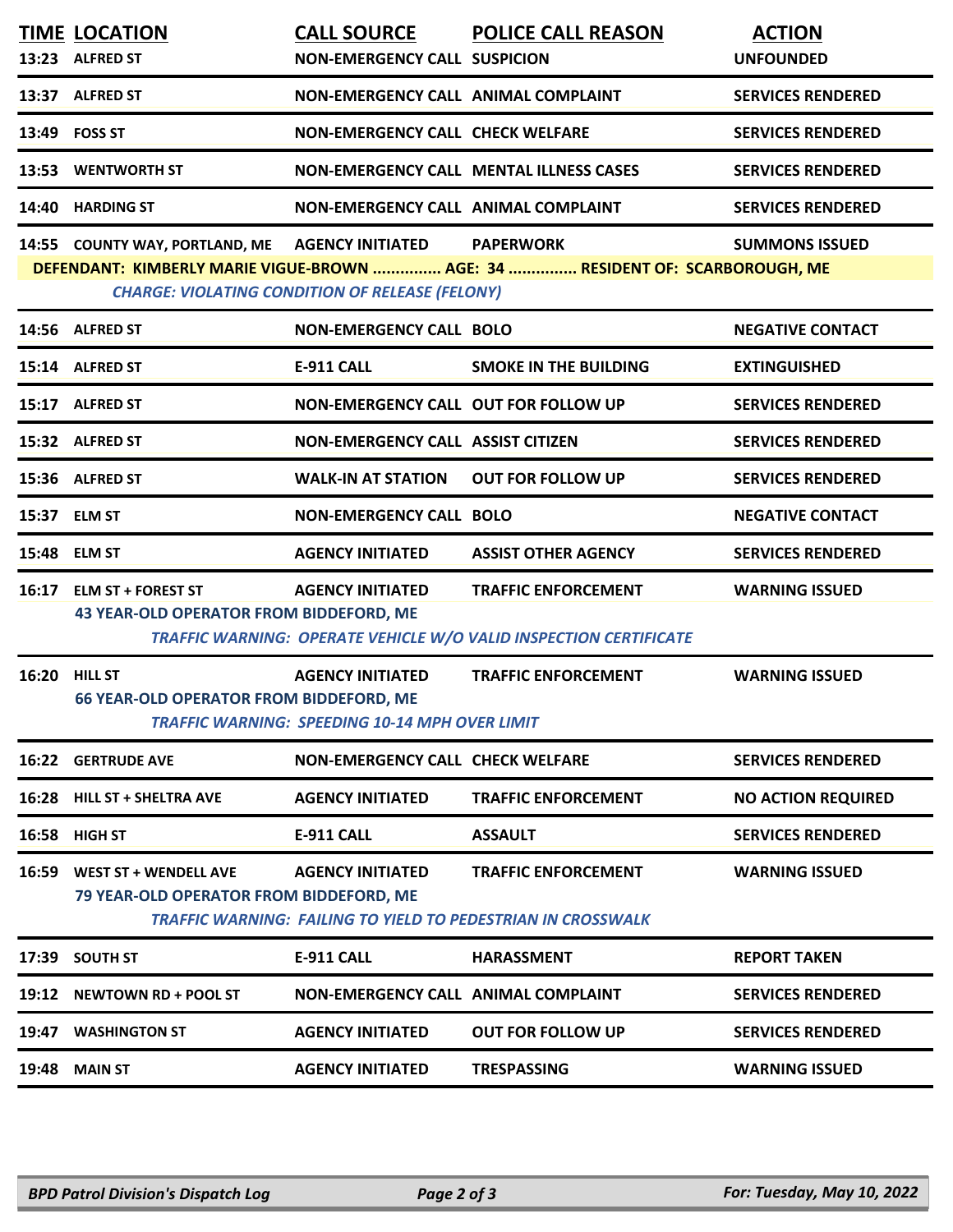| TIME | LOCATION | CALL SOURCE | POLICE CALL REASON | ACTION |
|---|---|---|---|---|
| 13:23 | ALFRED ST | NON-EMERGENCY CALL | SUSPICION | UNFOUNDED |
| 13:37 | ALFRED ST | NON-EMERGENCY CALL | ANIMAL COMPLAINT | SERVICES RENDERED |
| 13:49 | FOSS ST | NON-EMERGENCY CALL | CHECK WELFARE | SERVICES RENDERED |
| 13:53 | WENTWORTH ST | NON-EMERGENCY CALL | MENTAL ILLNESS CASES | SERVICES RENDERED |
| 14:40 | HARDING ST | NON-EMERGENCY CALL | ANIMAL COMPLAINT | SERVICES RENDERED |
| 14:55 | COUNTY WAY, PORTLAND, ME | AGENCY INITIATED | PAPERWORK | SUMMONS ISSUED |
| | DEFENDANT: KIMBERLY MARIE VIGUE-BROWN ............... AGE: 34 ............... RESIDENT OF: SCARBOROUGH, ME | | | |
| | CHARGE: VIOLATING CONDITION OF RELEASE (FELONY) | | | |
| 14:56 | ALFRED ST | NON-EMERGENCY CALL | BOLO | NEGATIVE CONTACT |
| 15:14 | ALFRED ST | E-911 CALL | SMOKE IN THE BUILDING | EXTINGUISHED |
| 15:17 | ALFRED ST | NON-EMERGENCY CALL | OUT FOR FOLLOW UP | SERVICES RENDERED |
| 15:32 | ALFRED ST | NON-EMERGENCY CALL | ASSIST CITIZEN | SERVICES RENDERED |
| 15:36 | ALFRED ST | WALK-IN AT STATION | OUT FOR FOLLOW UP | SERVICES RENDERED |
| 15:37 | ELM ST | NON-EMERGENCY CALL | BOLO | NEGATIVE CONTACT |
| 15:48 | ELM ST | AGENCY INITIATED | ASSIST OTHER AGENCY | SERVICES RENDERED |
| 16:17 | ELM ST + FOREST ST | AGENCY INITIATED | TRAFFIC ENFORCEMENT | WARNING ISSUED |
| | 43 YEAR-OLD OPERATOR FROM BIDDEFORD, ME | | | |
| | TRAFFIC WARNING: OPERATE VEHICLE W/O VALID INSPECTION CERTIFICATE | | | |
| 16:20 | HILL ST | AGENCY INITIATED | TRAFFIC ENFORCEMENT | WARNING ISSUED |
| | 66 YEAR-OLD OPERATOR FROM BIDDEFORD, ME | | | |
| | TRAFFIC WARNING: SPEEDING 10-14 MPH OVER LIMIT | | | |
| 16:22 | GERTRUDE AVE | NON-EMERGENCY CALL | CHECK WELFARE | SERVICES RENDERED |
| 16:28 | HILL ST + SHELTRA AVE | AGENCY INITIATED | TRAFFIC ENFORCEMENT | NO ACTION REQUIRED |
| 16:58 | HIGH ST | E-911 CALL | ASSAULT | SERVICES RENDERED |
| 16:59 | WEST ST + WENDELL AVE | AGENCY INITIATED | TRAFFIC ENFORCEMENT | WARNING ISSUED |
| | 79 YEAR-OLD OPERATOR FROM BIDDEFORD, ME | | | |
| | TRAFFIC WARNING: FAILING TO YIELD TO PEDESTRIAN IN CROSSWALK | | | |
| 17:39 | SOUTH ST | E-911 CALL | HARASSMENT | REPORT TAKEN |
| 19:12 | NEWTOWN RD + POOL ST | NON-EMERGENCY CALL | ANIMAL COMPLAINT | SERVICES RENDERED |
| 19:47 | WASHINGTON ST | AGENCY INITIATED | OUT FOR FOLLOW UP | SERVICES RENDERED |
| 19:48 | MAIN ST | AGENCY INITIATED | TRESPASSING | WARNING ISSUED |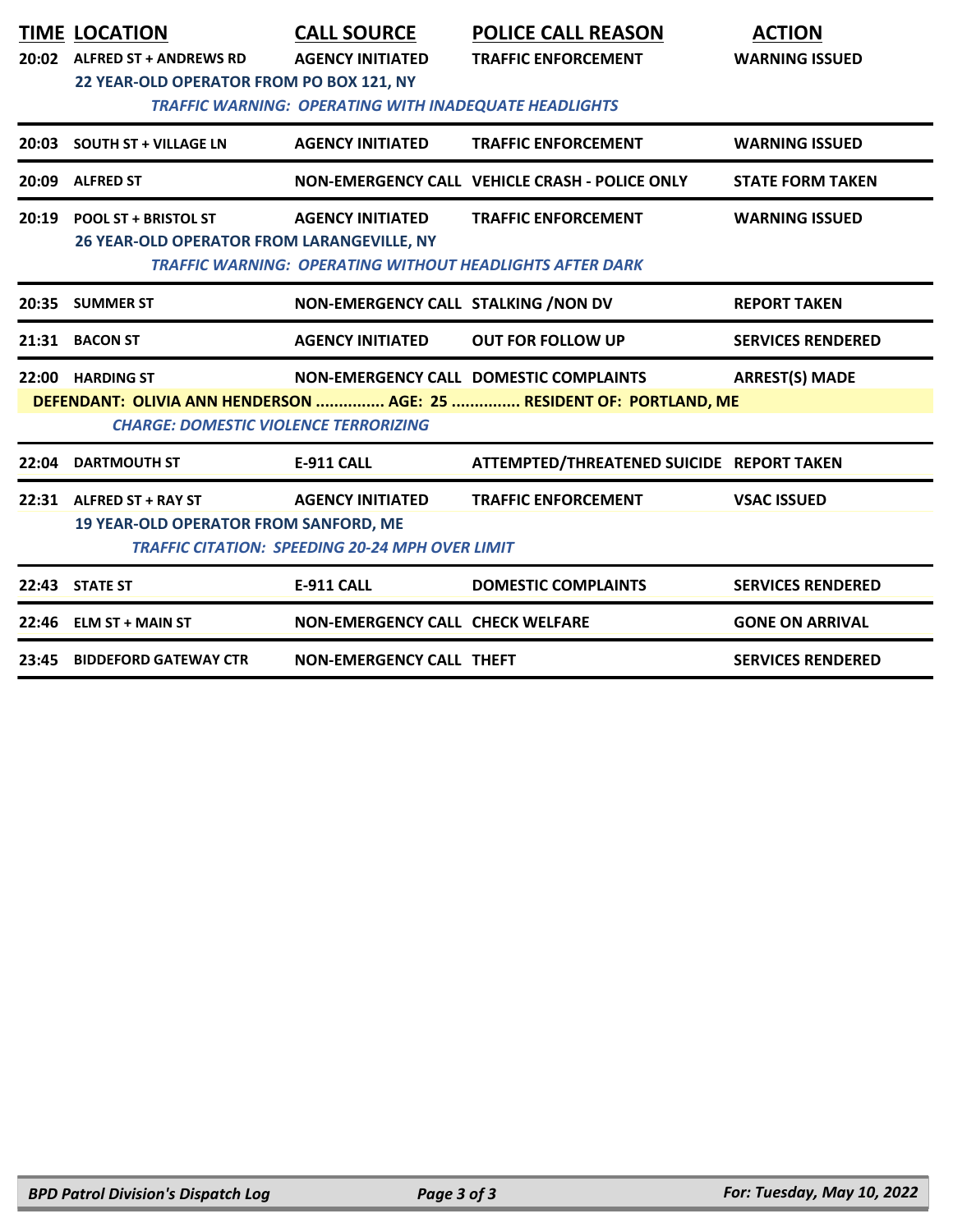| TIME | LOCATION | CALL SOURCE | POLICE CALL REASON | ACTION |
|---|---|---|---|---|
| 20:02 | ALFRED ST + ANDREWS RD | AGENCY INITIATED | TRAFFIC ENFORCEMENT | WARNING ISSUED |
| | 22 YEAR-OLD OPERATOR FROM PO BOX 121, NY | | | |
| | *TRAFFIC WARNING: OPERATING WITH INADEQUATE HEADLIGHTS* | | | |
| 20:03 | SOUTH ST + VILLAGE LN | AGENCY INITIATED | TRAFFIC ENFORCEMENT | WARNING ISSUED |
| 20:09 | ALFRED ST | NON-EMERGENCY CALL | VEHICLE CRASH - POLICE ONLY | STATE FORM TAKEN |
| 20:19 | POOL ST + BRISTOL ST | AGENCY INITIATED | TRAFFIC ENFORCEMENT | WARNING ISSUED |
| | 26 YEAR-OLD OPERATOR FROM LARANGEVILLE, NY | | | |
| | *TRAFFIC WARNING: OPERATING WITHOUT HEADLIGHTS AFTER DARK* | | | |
| 20:35 | SUMMER ST | NON-EMERGENCY CALL | STALKING /NON DV | REPORT TAKEN |
| 21:31 | BACON ST | AGENCY INITIATED | OUT FOR FOLLOW UP | SERVICES RENDERED |
| 22:00 | HARDING ST | NON-EMERGENCY CALL | DOMESTIC COMPLAINTS | ARREST(S) MADE |
| | DEFENDANT: OLIVIA ANN HENDERSON ............... AGE: 25 ............... RESIDENT OF: PORTLAND, ME | | | |
| | *CHARGE: DOMESTIC VIOLENCE TERRORIZING* | | | |
| 22:04 | DARTMOUTH ST | E-911 CALL | ATTEMPTED/THREATENED SUICIDE | REPORT TAKEN |
| 22:31 | ALFRED ST + RAY ST | AGENCY INITIATED | TRAFFIC ENFORCEMENT | VSAC ISSUED |
| | 19 YEAR-OLD OPERATOR FROM SANFORD, ME | | | |
| | *TRAFFIC CITATION: SPEEDING 20-24 MPH OVER LIMIT* | | | |
| 22:43 | STATE ST | E-911 CALL | DOMESTIC COMPLAINTS | SERVICES RENDERED |
| 22:46 | ELM ST + MAIN ST | NON-EMERGENCY CALL | CHECK WELFARE | GONE ON ARRIVAL |
| 23:45 | BIDDEFORD GATEWAY CTR | NON-EMERGENCY CALL | THEFT | SERVICES RENDERED |